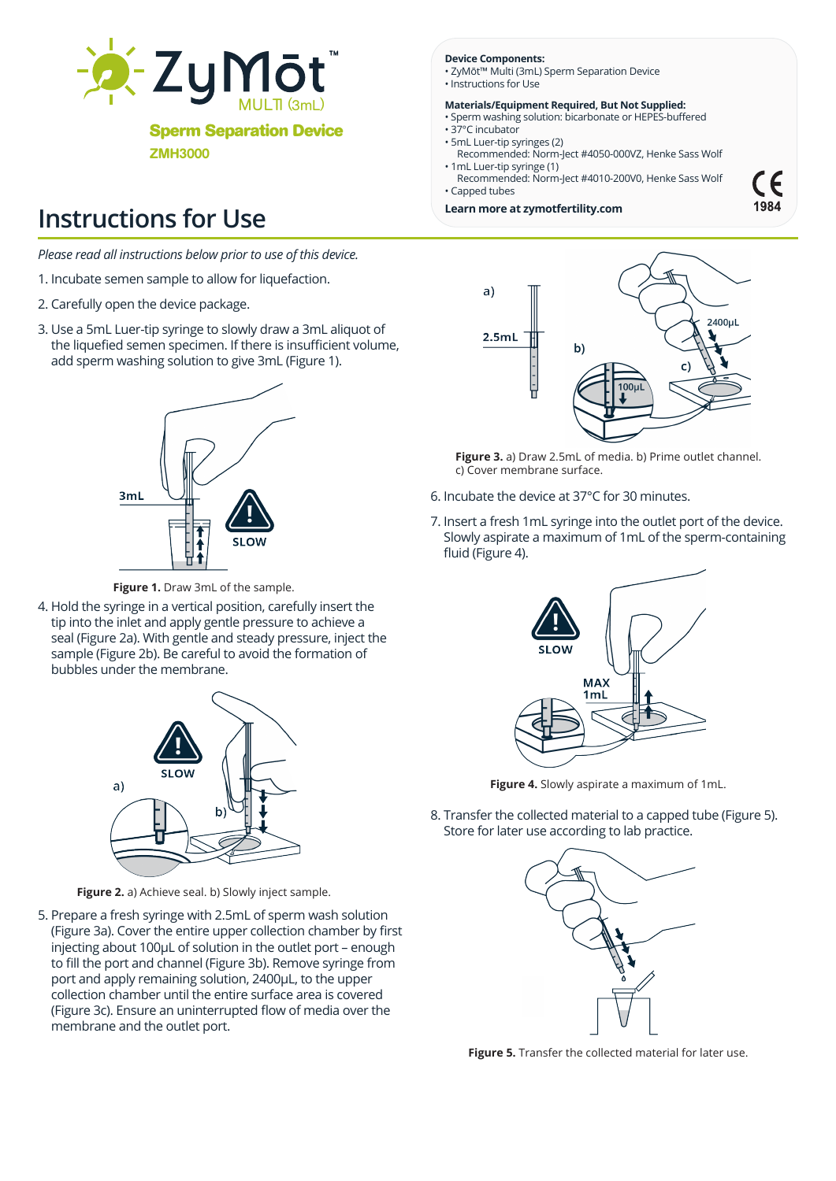# ZyMōt™ MULTI (3mL)

**Sperm Separation Device**

**ZMH3000**

**Device Components:**

- ZyMōt™ Multi (3mL) Sperm Separation Device
- Instructions for Use

**Materials/Equipment Required, But Not Supplied:**

- Sperm washing solution: bicarbonate or HEPES-buffered
- 37°C incubator
- 5mL Luer-tip syringes (2)
  Recommended: Norm-Ject #4050-000VZ, Henke Sass Wolf
- 1mL Luer-tip syringe (1)
  Recommended: Norm-Ject #4010-200V0, Henke Sass Wolf
- Capped tubes

**Learn more at zymotfertility.com**

CE 1984

# Instructions for Use

*Please read all instructions below prior to use of this device.*

1. Incubate semen sample to allow for liquefaction.
2. Carefully open the device package.
3. Use a 5mL Luer-tip syringe to slowly draw a 3mL aliquot of the liquefied semen specimen. If there is insufficient volume, add sperm washing solution to give 3mL (Figure 1).

**Figure 1.** Draw 3mL of the sample.

4. Hold the syringe in a vertical position, carefully insert the tip into the inlet and apply gentle pressure to achieve a seal (Figure 2a). With gentle and steady pressure, inject the sample (Figure 2b). Be careful to avoid the formation of bubbles under the membrane.

**Figure 2.** a) Achieve seal. b) Slowly inject sample.

5. Prepare a fresh syringe with 2.5mL of sperm wash solution (Figure 3a). Cover the entire upper collection chamber by first injecting about 100µL of solution in the outlet port – enough to fill the port and channel (Figure 3b). Remove syringe from port and apply remaining solution, 2400µL, to the upper collection chamber until the entire surface area is covered (Figure 3c). Ensure an uninterrupted flow of media over the membrane and the outlet port.

**Figure 3.** a) Draw 2.5mL of media. b) Prime outlet channel. c) Cover membrane surface.

6. Incubate the device at 37°C for 30 minutes.
7. Insert a fresh 1mL syringe into the outlet port of the device. Slowly aspirate a maximum of 1mL of the sperm-containing fluid (Figure 4).

**Figure 4.** Slowly aspirate a maximum of 1mL.

8. Transfer the collected material to a capped tube (Figure 5). Store for later use according to lab practice.

**Figure 5.** Transfer the collected material for later use.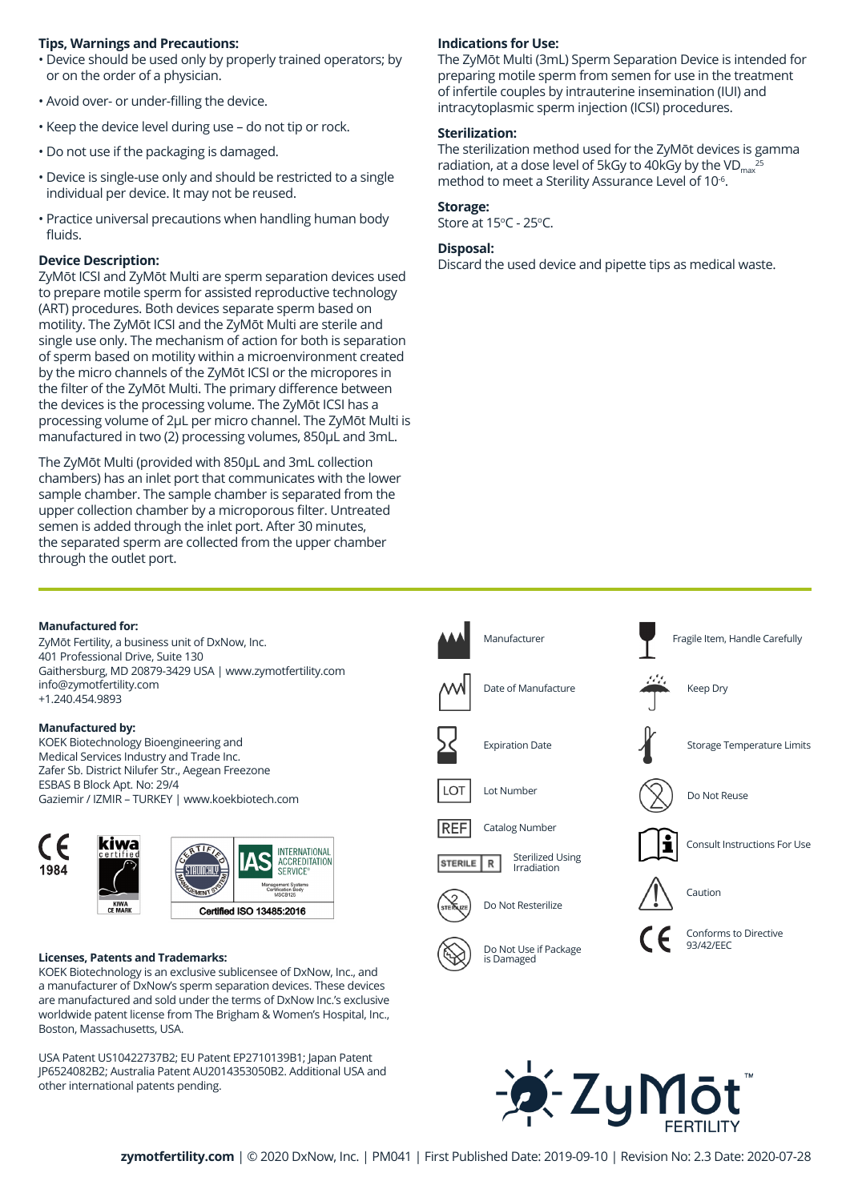### Tips, Warnings and Precautions:

- Device should be used only by properly trained operators; by or on the order of a physician.
- Avoid over- or under-filling the device.
- Keep the device level during use – do not tip or rock.
- Do not use if the packaging is damaged.
- Device is single-use only and should be restricted to a single individual per device. It may not be reused.
- Practice universal precautions when handling human body fluids.

### Device Description:

ZyMōt ICSI and ZyMōt Multi are sperm separation devices used to prepare motile sperm for assisted reproductive technology (ART) procedures. Both devices separate sperm based on motility. The ZyMōt ICSI and the ZyMōt Multi are sterile and single use only. The mechanism of action for both is separation of sperm based on motility within a microenvironment created by the micro channels of the ZyMōt ICSI or the micropores in the filter of the ZyMōt Multi. The primary difference between the devices is the processing volume. The ZyMōt ICSI has a processing volume of 2µL per micro channel. The ZyMōt Multi is manufactured in two (2) processing volumes, 850µL and 3mL.

The ZyMōt Multi (provided with 850µL and 3mL collection chambers) has an inlet port that communicates with the lower sample chamber. The sample chamber is separated from the upper collection chamber by a microporous filter. Untreated semen is added through the inlet port. After 30 minutes, the separated sperm are collected from the upper chamber through the outlet port.

### Indications for Use:

The ZyMōt Multi (3mL) Sperm Separation Device is intended for preparing motile sperm from semen for use in the treatment of infertile couples by intrauterine insemination (IUI) and intracytoplasmic sperm injection (ICSI) procedures.

### Sterilization:

The sterilization method used for the ZyMōt devices is gamma radiation, at a dose level of 5kGy to 40kGy by the $VD_{max}^{25}$ method to meet a Sterility Assurance Level of $10^{-6}$.

### Storage:

Store at 15°C - 25°C.

### Disposal:

Discard the used device and pipette tips as medical waste.

**Manufactured for:**
ZyMōt Fertility, a business unit of DxNow, Inc.
401 Professional Drive, Suite 130
Gaithersburg, MD 20879-3429 USA | www.zymotfertility.com
info@zymotfertility.com
+1.240.454.9893

**Manufactured by:**
KOEK Biotechnology Bioengineering and
Medical Services Industry and Trade Inc.
Zafer Sb. District Nilufer Str., Aegean Freezone
ESBAS B Block Apt. No: 29/4
Gaziemir / IZMIR – TURKEY | www.koekbiotech.com

CE 1984

kiwa certified — KIWA CE MARK

IAS INTERNATIONAL ACCREDITATION SERVICE® — Management Systems Certification Body MSCB125 — Certified ISO 13485:2016

Manufacturer

Date of Manufacture

Expiration Date

LOT — Lot Number

REF — Catalog Number

STERILE R — Sterilized Using Irradiation

Do Not Resterilize

Do Not Use if Package is Damaged

Fragile Item, Handle Carefully

Keep Dry

Storage Temperature Limits

Do Not Reuse

Consult Instructions For Use

Caution

Conforms to Directive 93/42/EEC

### Licenses, Patents and Trademarks:

KOEK Biotechnology is an exclusive sublicensee of DxNow, Inc., and a manufacturer of DxNow's sperm separation devices. These devices are manufactured and sold under the terms of DxNow Inc.'s exclusive worldwide patent license from The Brigham & Women's Hospital, Inc., Boston, Massachusetts, USA.

USA Patent US10422737B2; EU Patent EP2710139B1; Japan Patent JP6524082B2; Australia Patent AU2014353050B2. Additional USA and other international patents pending.

ZyMōt™ FERTILITY

**zymotfertility.com** | © 2020 DxNow, Inc. | PM041 | First Published Date: 2019-09-10 | Revision No: 2.3 Date: 2020-07-28